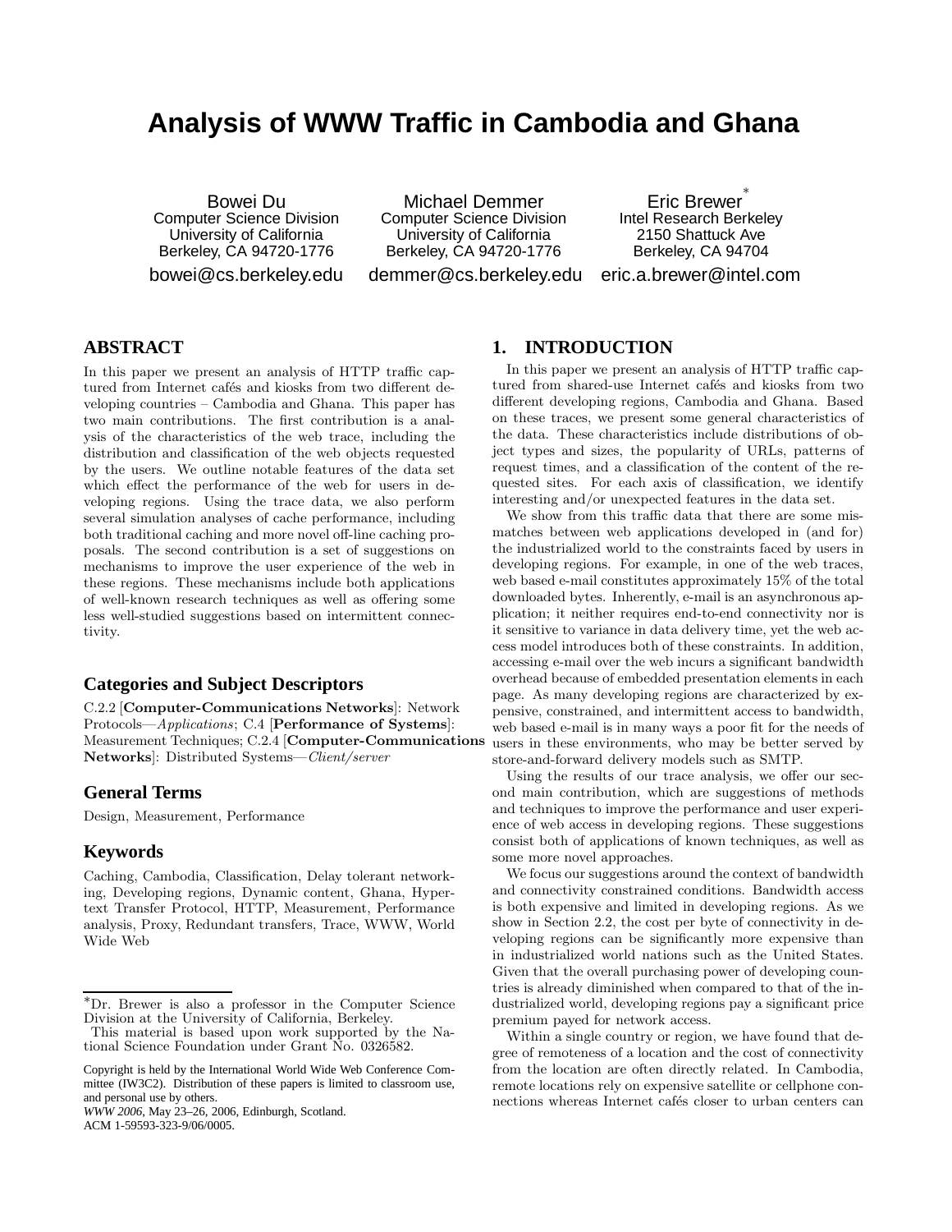# Analysis of WWW Traffic in Cambodia and Ghana

Bowei Du
Computer Science Division
University of California
Berkeley, CA 94720-1776
bowei@cs.berkeley.edu

Michael Demmer
Computer Science Division
University of California
Berkeley, CA 94720-1776
demmer@cs.berkeley.edu

Eric Brewer*
Intel Research Berkeley
2150 Shattuck Ave
Berkeley, CA 94704
eric.a.brewer@intel.com

## ABSTRACT

In this paper we present an analysis of HTTP traffic captured from Internet cafés and kiosks from two different developing countries – Cambodia and Ghana. This paper has two main contributions. The first contribution is a analysis of the characteristics of the web trace, including the distribution and classification of the web objects requested by the users. We outline notable features of the data set which effect the performance of the web for users in developing regions. Using the trace data, we also perform several simulation analyses of cache performance, including both traditional caching and more novel off-line caching proposals. The second contribution is a set of suggestions on mechanisms to improve the user experience of the web in these regions. These mechanisms include both applications of well-known research techniques as well as offering some less well-studied suggestions based on intermittent connectivity.

### Categories and Subject Descriptors

C.2.2 [**Computer-Communications Networks**]: Network Protocols—*Applications*; C.4 [**Performance of Systems**]: Measurement Techniques; C.2.4 [**Computer-Communications Networks**]: Distributed Systems—*Client/server*

### General Terms

Design, Measurement, Performance

### Keywords

Caching, Cambodia, Classification, Delay tolerant networking, Developing regions, Dynamic content, Ghana, Hypertext Transfer Protocol, HTTP, Measurement, Performance analysis, Proxy, Redundant transfers, Trace, WWW, World Wide Web

*Dr. Brewer is also a professor in the Computer Science Division at the University of California, Berkeley.

This material is based upon work supported by the National Science Foundation under Grant No. 0326582.

Copyright is held by the International World Wide Web Conference Committee (IW3C2). Distribution of these papers is limited to classroom use, and personal use by others.
*WWW 2006*, May 23–26, 2006, Edinburgh, Scotland.
ACM 1-59593-323-9/06/0005.

## 1. INTRODUCTION

In this paper we present an analysis of HTTP traffic captured from shared-use Internet cafés and kiosks from two different developing regions, Cambodia and Ghana. Based on these traces, we present some general characteristics of the data. These characteristics include distributions of object types and sizes, the popularity of URLs, patterns of request times, and a classification of the content of the requested sites. For each axis of classification, we identify interesting and/or unexpected features in the data set.

We show from this traffic data that there are some mismatches between web applications developed in (and for) the industrialized world to the constraints faced by users in developing regions. For example, in one of the web traces, web based e-mail constitutes approximately 15% of the total downloaded bytes. Inherently, e-mail is an asynchronous application; it neither requires end-to-end connectivity nor is it sensitive to variance in data delivery time, yet the web access model introduces both of these constraints. In addition, accessing e-mail over the web incurs a significant bandwidth overhead because of embedded presentation elements in each page. As many developing regions are characterized by expensive, constrained, and intermittent access to bandwidth, web based e-mail is in many ways a poor fit for the needs of users in these environments, who may be better served by store-and-forward delivery models such as SMTP.

Using the results of our trace analysis, we offer our second main contribution, which are suggestions of methods and techniques to improve the performance and user experience of web access in developing regions. These suggestions consist both of applications of known techniques, as well as some more novel approaches.

We focus our suggestions around the context of bandwidth and connectivity constrained conditions. Bandwidth access is both expensive and limited in developing regions. As we show in Section 2.2, the cost per byte of connectivity in developing regions can be significantly more expensive than in industrialized world nations such as the United States. Given that the overall purchasing power of developing countries is already diminished when compared to that of the industrialized world, developing regions pay a significant price premium payed for network access.

Within a single country or region, we have found that degree of remoteness of a location and the cost of connectivity from the location are often directly related. In Cambodia, remote locations rely on expensive satellite or cellphone connections whereas Internet cafés closer to urban centers can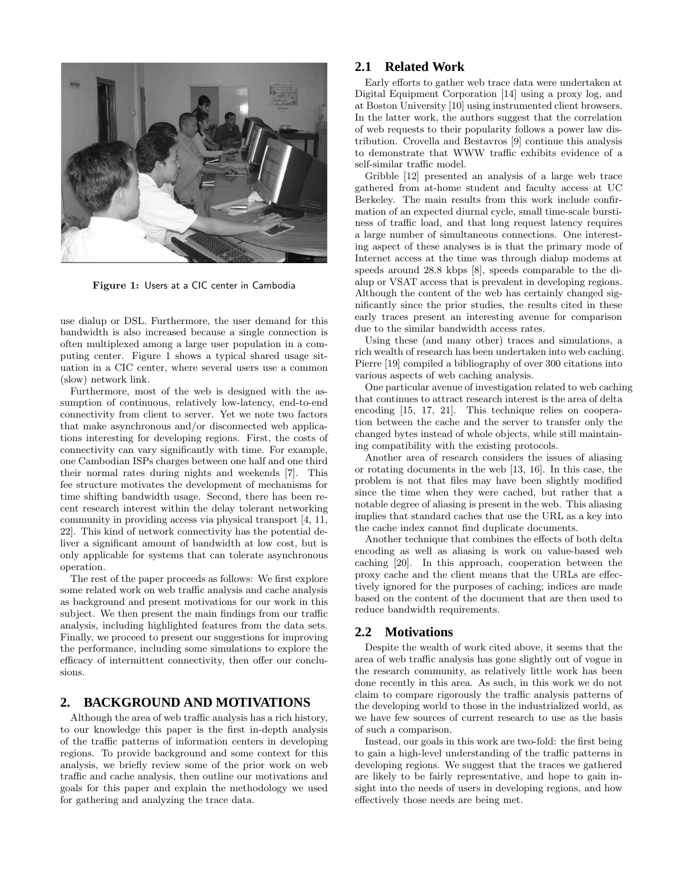Figure 1: Users at a CIC center in Cambodia

use dialup or DSL. Furthermore, the user demand for this bandwidth is also increased because a single connection is often multiplexed among a large user population in a computing center. Figure 1 shows a typical shared usage situation in a CIC center, where several users use a common (slow) network link.

Furthermore, most of the web is designed with the assumption of continuous, relatively low-latency, end-to-end connectivity from client to server. Yet we note two factors that make asynchronous and/or disconnected web applications interesting for developing regions. First, the costs of connectivity can vary significantly with time. For example, one Cambodian ISPs charges between one half and one third their normal rates during nights and weekends [7]. This fee structure motivates the development of mechanisms for time shifting bandwidth usage. Second, there has been recent research interest within the delay tolerant networking community in providing access via physical transport [4, 11, 22]. This kind of network connectivity has the potential deliver a significant amount of bandwidth at low cost, but is only applicable for systems that can tolerate asynchronous operation.

The rest of the paper proceeds as follows: We first explore some related work on web traffic analysis and cache analysis as background and present motivations for our work in this subject. We then present the main findings from our traffic analysis, including highlighted features from the data sets. Finally, we proceed to present our suggestions for improving the performance, including some simulations to explore the efficacy of intermittent connectivity, then offer our conclusions.

## 2. BACKGROUND AND MOTIVATIONS

Although the area of web traffic analysis has a rich history, to our knowledge this paper is the first in-depth analysis of the traffic patterns of information centers in developing regions. To provide background and some context for this analysis, we briefly review some of the prior work on web traffic and cache analysis, then outline our motivations and goals for this paper and explain the methodology we used for gathering and analyzing the trace data.

### 2.1 Related Work

Early efforts to gather web trace data were undertaken at Digital Equipment Corporation [14] using a proxy log, and at Boston University [10] using instrumented client browsers. In the latter work, the authors suggest that the correlation of web requests to their popularity follows a power law distribution. Crovella and Bestavros [9] continue this analysis to demonstrate that WWW traffic exhibits evidence of a self-similar traffic model.

Gribble [12] presented an analysis of a large web trace gathered from at-home student and faculty access at UC Berkeley. The main results from this work include confirmation of an expected diurnal cycle, small time-scale burstiness of traffic load, and that long request latency requires a large number of simultaneous connections. One interesting aspect of these analyses is is that the primary mode of Internet access at the time was through dialup modems at speeds around 28.8 kbps [8], speeds comparable to the dialup or VSAT access that is prevalent in developing regions. Although the content of the web has certainly changed significantly since the prior studies, the results cited in these early traces present an interesting avenue for comparison due to the similar bandwidth access rates.

Using these (and many other) traces and simulations, a rich wealth of research has been undertaken into web caching. Pierre [19] compiled a bibliography of over 300 citations into various aspects of web caching analysis.

One particular avenue of investigation related to web caching that continues to attract research interest is the area of delta encoding [15, 17, 21]. This technique relies on cooperation between the cache and the server to transfer only the changed bytes instead of whole objects, while still maintaining compatibility with the existing protocols.

Another area of research considers the issues of aliasing or rotating documents in the web [13, 16]. In this case, the problem is not that files may have been slightly modified since the time when they were cached, but rather that a notable degree of aliasing is present in the web. This aliasing implies that standard caches that use the URL as a key into the cache index cannot find duplicate documents.

Another technique that combines the effects of both delta encoding as well as aliasing is work on value-based web caching [20]. In this approach, cooperation between the proxy cache and the client means that the URLs are effectively ignored for the purposes of caching; indices are made based on the content of the document that are then used to reduce bandwidth requirements.

### 2.2 Motivations

Despite the wealth of work cited above, it seems that the area of web traffic analysis has gone slightly out of vogue in the research community, as relatively little work has been done recently in this area. As such, in this work we do not claim to compare rigorously the traffic analysis patterns of the developing world to those in the industrialized world, as we have few sources of current research to use as the basis of such a comparison.

Instead, our goals in this work are two-fold: the first being to gain a high-level understanding of the traffic patterns in developing regions. We suggest that the traces we gathered are likely to be fairly representative, and hope to gain insight into the needs of users in developing regions, and how effectively those needs are being met.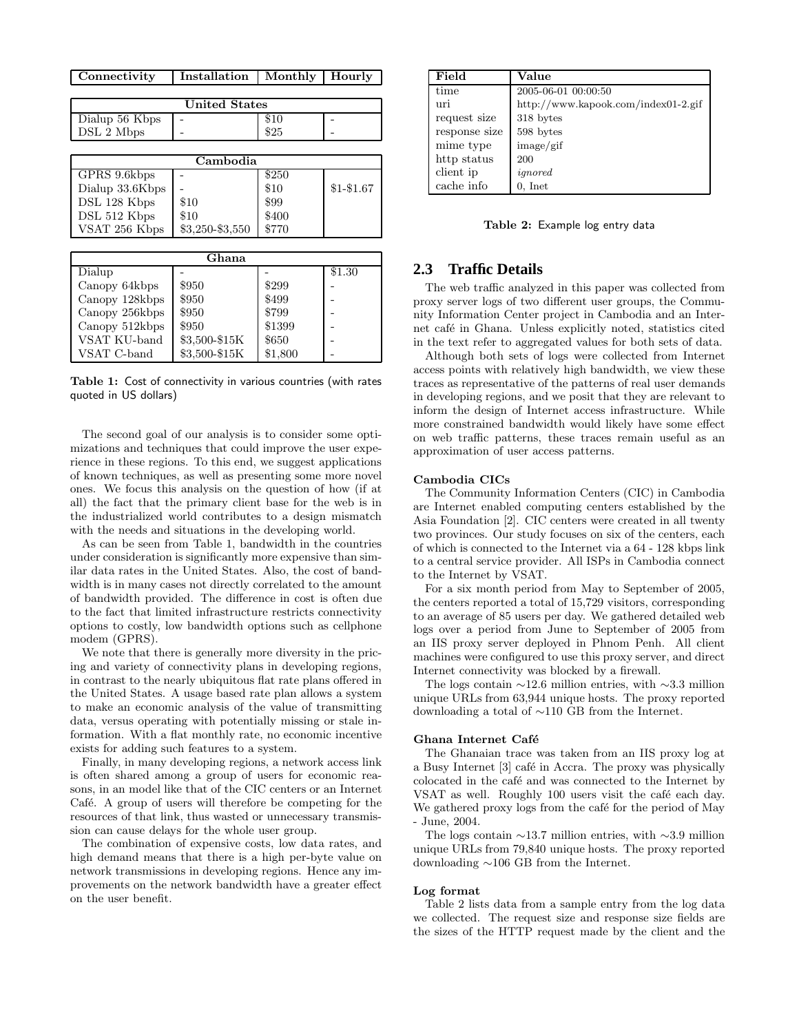| Connectivity | Installation | Monthly | Hourly |
|---|---|---|---|
| **United States** | | | |
| Dialup 56 Kbps | - | $10 | - |
| DSL 2 Mbps | - | $25 | - |
| **Cambodia** | | | |
| GPRS 9.6kbps | - | $250 | |
| Dialup 33.6Kbps | - | $10 | $1-$1.67 |
| DSL 128 Kbps | $10 | $99 | |
| DSL 512 Kbps | $10 | $400 | |
| VSAT 256 Kbps | $3,250-$3,550 | $770 | |
| **Ghana** | | | |
| Dialup | - | - | $1.30 |
| Canopy 64kbps | $950 | $299 | - |
| Canopy 128kbps | $950 | $499 | - |
| Canopy 256kbps | $950 | $799 | - |
| Canopy 512kbps | $950 | $1399 | - |
| VSAT KU-band | $3,500-$15K | $650 | - |
| VSAT C-band | $3,500-$15K | $1,800 | - |

**Table 1:** Cost of connectivity in various countries (with rates quoted in US dollars)

The second goal of our analysis is to consider some optimizations and techniques that could improve the user experience in these regions. To this end, we suggest applications of known techniques, as well as presenting some more novel ones. We focus this analysis on the question of how (if at all) the fact that the primary client base for the web is in the industrialized world contributes to a design mismatch with the needs and situations in the developing world.

As can be seen from Table 1, bandwidth in the countries under consideration is significantly more expensive than similar data rates in the United States. Also, the cost of bandwidth is in many cases not directly correlated to the amount of bandwidth provided. The difference in cost is often due to the fact that limited infrastructure restricts connectivity options to costly, low bandwidth options such as cellphone modem (GPRS).

We note that there is generally more diversity in the pricing and variety of connectivity plans in developing regions, in contrast to the nearly ubiquitous flat rate plans offered in the United States. A usage based rate plan allows a system to make an economic analysis of the value of transmitting data, versus operating with potentially missing or stale information. With a flat monthly rate, no economic incentive exists for adding such features to a system.

Finally, in many developing regions, a network access link is often shared among a group of users for economic reasons, in an model like that of the CIC centers or an Internet Café. A group of users will therefore be competing for the resources of that link, thus wasted or unnecessary transmission can cause delays for the whole user group.

The combination of expensive costs, low data rates, and high demand means that there is a high per-byte value on network transmissions in developing regions. Hence any improvements on the network bandwidth have a greater effect on the user benefit.

| Field | Value |
|---|---|
| time | 2005-06-01 00:00:50 |
| uri | http://www.kapook.com/index01-2.gif |
| request size | 318 bytes |
| response size | 598 bytes |
| mime type | image/gif |
| http status | 200 |
| client ip | *ignored* |
| cache info | 0, Inet |

**Table 2:** Example log entry data

## 2.3 Traffic Details

The web traffic analyzed in this paper was collected from proxy server logs of two different user groups, the Community Information Center project in Cambodia and an Internet café in Ghana. Unless explicitly noted, statistics cited in the text refer to aggregated values for both sets of data.

Although both sets of logs were collected from Internet access points with relatively high bandwidth, we view these traces as representative of the patterns of real user demands in developing regions, and we posit that they are relevant to inform the design of Internet access infrastructure. While more constrained bandwidth would likely have some effect on web traffic patterns, these traces remain useful as an approximation of user access patterns.

**Cambodia CICs**

The Community Information Centers (CIC) in Cambodia are Internet enabled computing centers established by the Asia Foundation [2]. CIC centers were created in all twenty two provinces. Our study focuses on six of the centers, each of which is connected to the Internet via a 64 - 128 kbps link to a central service provider. All ISPs in Cambodia connect to the Internet by VSAT.

For a six month period from May to September of 2005, the centers reported a total of 15,729 visitors, corresponding to an average of 85 users per day. We gathered detailed web logs over a period from June to September of 2005 from an IIS proxy server deployed in Phnom Penh. All client machines were configured to use this proxy server, and direct Internet connectivity was blocked by a firewall.

The logs contain ∼12.6 million entries, with ∼3.3 million unique URLs from 63,944 unique hosts. The proxy reported downloading a total of ∼110 GB from the Internet.

**Ghana Internet Café**

The Ghanaian trace was taken from an IIS proxy log at a Busy Internet [3] café in Accra. The proxy was physically colocated in the café and was connected to the Internet by VSAT as well. Roughly 100 users visit the café each day. We gathered proxy logs from the café for the period of May - June, 2004.

The logs contain ∼13.7 million entries, with ∼3.9 million unique URLs from 79,840 unique hosts. The proxy reported downloading ∼106 GB from the Internet.

**Log format**

Table 2 lists data from a sample entry from the log data we collected. The request size and response size fields are the sizes of the HTTP request made by the client and the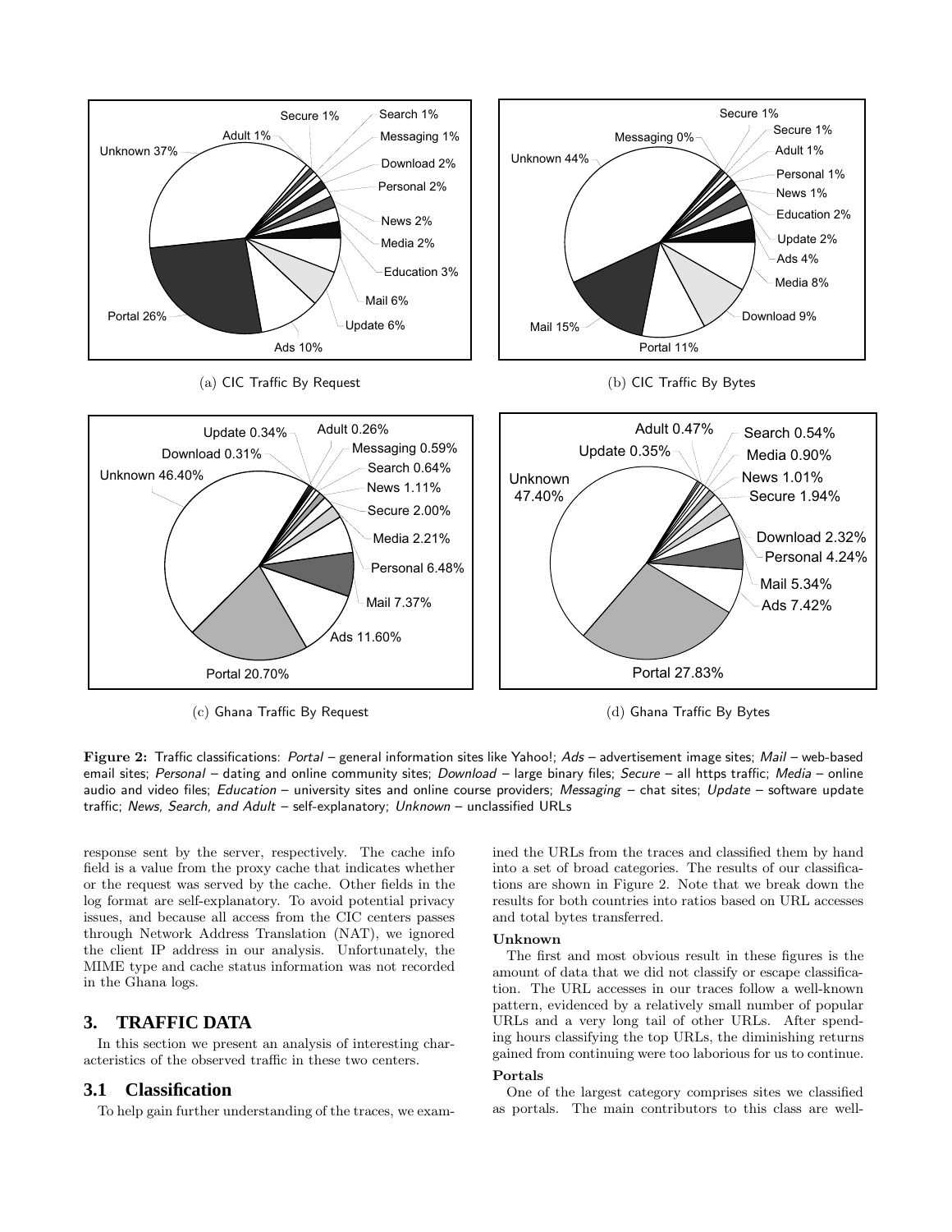Secure 1%
Search 1%
Adult 1%
Messaging 1%
Unknown 37%
Download 2%
Personal 2%
News 2%
Media 2%
Education 3%
Mail 6%
Portal 26%
Update 6%
Ads 10%

(a) CIC Traffic By Request

Secure 1%
Messaging 0%
Secure 1%
Unknown 44%
Adult 1%
Personal 1%
News 1%
Education 2%
Update 2%
Ads 4%
Media 8%
Download 9%
Mail 15%
Portal 11%

(b) CIC Traffic By Bytes

Update 0.34%
Adult 0.26%
Download 0.31%
Messaging 0.59%
Unknown 46.40%
Search 0.64%
News 1.11%
Secure 2.00%
Media 2.21%
Personal 6.48%
Mail 7.37%
Ads 11.60%
Portal 20.70%

(c) Ghana Traffic By Request

Adult 0.47%
Search 0.54%
Update 0.35%
Media 0.90%
Unknown 47.40%
News 1.01%
Secure 1.94%
Download 2.32%
Personal 4.24%
Mail 5.34%
Ads 7.42%
Portal 27.83%

(d) Ghana Traffic By Bytes

**Figure 2:** Traffic classifications: *Portal* – general information sites like Yahoo!; *Ads* – advertisement image sites; *Mail* – web-based email sites; *Personal* – dating and online community sites; *Download* – large binary files; *Secure* – all https traffic; *Media* – online audio and video files; *Education* – university sites and online course providers; *Messaging* – chat sites; *Update* – software update traffic; *News, Search, and Adult* – self-explanatory; *Unknown* – unclassified URLs

response sent by the server, respectively. The cache info field is a value from the proxy cache that indicates whether or the request was served by the cache. Other fields in the log format are self-explanatory. To avoid potential privacy issues, and because all access from the CIC centers passes through Network Address Translation (NAT), we ignored the client IP address in our analysis. Unfortunately, the MIME type and cache status information was not recorded in the Ghana logs.

## 3. TRAFFIC DATA

In this section we present an analysis of interesting characteristics of the observed traffic in these two centers.

### 3.1 Classification

To help gain further understanding of the traces, we examined the URLs from the traces and classified them by hand into a set of broad categories. The results of our classifications are shown in Figure 2. Note that we break down the results for both countries into ratios based on URL accesses and total bytes transferred.

**Unknown**

The first and most obvious result in these figures is the amount of data that we did not classify or escape classification. The URL accesses in our traces follow a well-known pattern, evidenced by a relatively small number of popular URLs and a very long tail of other URLs. After spending hours classifying the top URLs, the diminishing returns gained from continuing were too laborious for us to continue.

**Portals**

One of the largest category comprises sites we classified as portals. The main contributors to this class are well-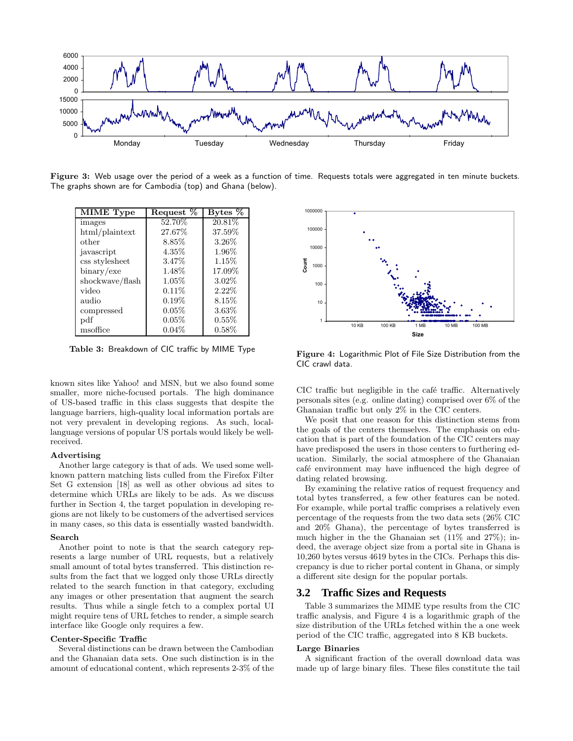6000
4000
2000
0
15000
10000
5000
0
Monday
Tuesday
Wednesday
Thursday
Friday

**Figure 3:** Web usage over the period of a week as a function of time. Requests totals were aggregated in ten minute buckets. The graphs shown are for Cambodia (top) and Ghana (below).

| MIME Type | Request % | Bytes % |
|---|---|---|
| images | 52.70% | 20.81% |
| html/plaintext | 27.67% | 37.59% |
| other | 8.85% | 3.26% |
| javascript | 4.35% | 1.96% |
| css stylesheet | 3.47% | 1.15% |
| binary/exe | 1.48% | 17.09% |
| shockwave/flash | 1.05% | 3.02% |
| video | 0.11% | 2.22% |
| audio | 0.19% | 8.15% |
| compressed | 0.05% | 3.63% |
| pdf | 0.05% | 0.55% |
| msoffice | 0.04% | 0.58% |

**Table 3:** Breakdown of CIC traffic by MIME Type

1000000
100000
10000
1000
100
10
1
Count
10 KB
100 KB
1 MB
10 MB
100 MB
Size

**Figure 4:** Logarithmic Plot of File Size Distribution from the CIC crawl data.

known sites like Yahoo! and MSN, but we also found some smaller, more niche-focused portals. The high dominance of US-based traffic in this class suggests that despite the language barriers, high-quality local information portals are not very prevalent in developing regions. As such, local-language versions of popular US portals would likely be well-received.

**Advertising**

Another large category is that of ads. We used some well-known pattern matching lists culled from the Firefox Filter Set G extension [18] as well as other obvious ad sites to determine which URLs are likely to be ads. As we discuss further in Section 4, the target population in developing regions are not likely to be customers of the advertised services in many cases, so this data is essentially wasted bandwidth.

**Search**

Another point to note is that the search category represents a large number of URL requests, but a relatively small amount of total bytes transferred. This distinction results from the fact that we logged only those URLs directly related to the search function in that category, excluding any images or other presentation that augment the search results. Thus while a single fetch to a complex portal UI might require tens of URL fetches to render, a simple search interface like Google only requires a few.

**Center-Specific Traffic**

Several distinctions can be drawn between the Cambodian and the Ghanaian data sets. One such distinction is in the amount of educational content, which represents 2-3% of the CIC traffic but negligible in the café traffic. Alternatively personals sites (e.g. online dating) comprised over 6% of the Ghanaian traffic but only 2% in the CIC centers.

We posit that one reason for this distinction stems from the goals of the centers themselves. The emphasis on education that is part of the foundation of the CIC centers may have predisposed the users in those centers to furthering education. Similarly, the social atmosphere of the Ghanaian café environment may have influenced the high degree of dating related browsing.

By examining the relative ratios of request frequency and total bytes transferred, a few other features can be noted. For example, while portal traffic comprises a relatively even percentage of the requests from the two data sets (26% CIC and 20% Ghana), the percentage of bytes transferred is much higher in the the Ghanaian set (11% and 27%); indeed, the average object size from a portal site in Ghana is 10,260 bytes versus 4619 bytes in the CICs. Perhaps this discrepancy is due to richer portal content in Ghana, or simply a different site design for the popular portals.

## 3.2 Traffic Sizes and Requests

Table 3 summarizes the MIME type results from the CIC traffic analysis, and Figure 4 is a logarithmic graph of the size distribution of the URLs fetched within the a one week period of the CIC traffic, aggregated into 8 KB buckets.

**Large Binaries**

A significant fraction of the overall download data was made up of large binary files. These files constitute the tail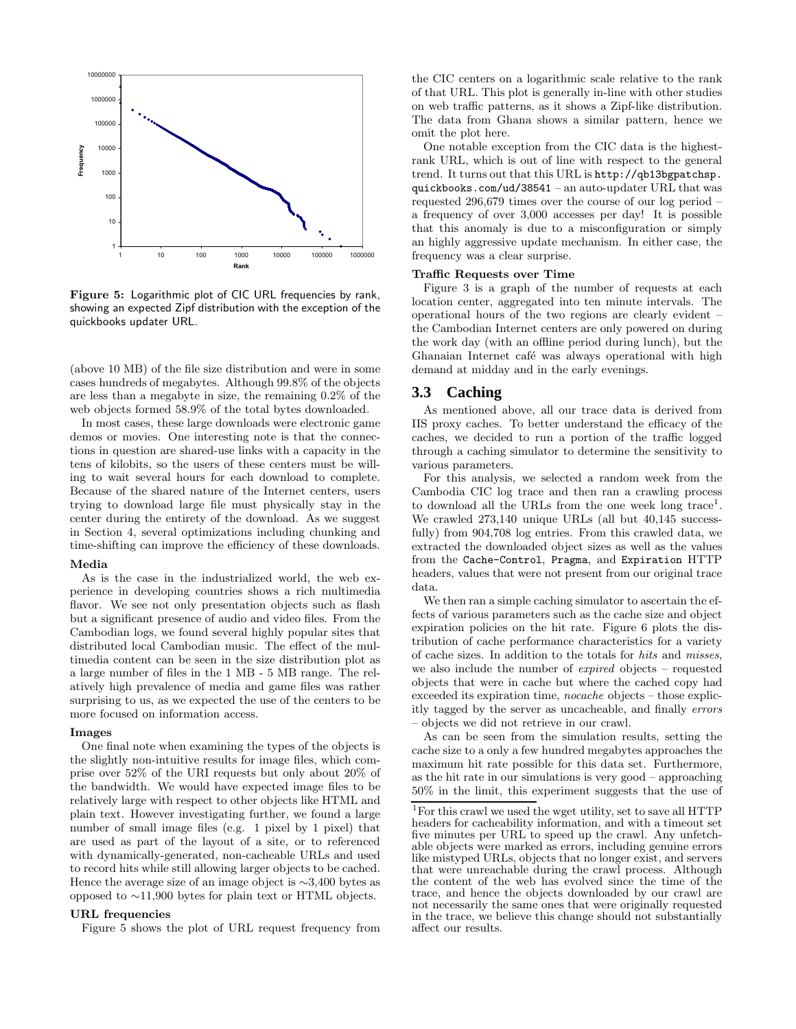10000000

1000000

100000

10000

1000

100

10

1

Frequency

1

10

100

1000

10000

100000

1000000

Rank

**Figure 5:** Logarithmic plot of CIC URL frequencies by rank, showing an expected Zipf distribution with the exception of the quickbooks updater URL.

(above 10 MB) of the file size distribution and were in some cases hundreds of megabytes. Although 99.8% of the objects are less than a megabyte in size, the remaining 0.2% of the web objects formed 58.9% of the total bytes downloaded.

In most cases, these large downloads were electronic game demos or movies. One interesting note is that the connections in question are shared-use links with a capacity in the tens of kilobits, so the users of these centers must be willing to wait several hours for each download to complete. Because of the shared nature of the Internet centers, users trying to download large file must physically stay in the center during the entirety of the download. As we suggest in Section 4, several optimizations including chunking and time-shifting can improve the efficiency of these downloads.

**Media**

As is the case in the industrialized world, the web experience in developing countries shows a rich multimedia flavor. We see not only presentation objects such as flash but a significant presence of audio and video files. From the Cambodian logs, we found several highly popular sites that distributed local Cambodian music. The effect of the multimedia content can be seen in the size distribution plot as a large number of files in the 1 MB - 5 MB range. The relatively high prevalence of media and game files was rather surprising to us, as we expected the use of the centers to be more focused on information access.

**Images**

One final note when examining the types of the objects is the slightly non-intuitive results for image files, which comprise over 52% of the URI requests but only about 20% of the bandwidth. We would have expected image files to be relatively large with respect to other objects like HTML and plain text. However investigating further, we found a large number of small image files (e.g. 1 pixel by 1 pixel) that are used as part of the layout of a site, or to referenced with dynamically-generated, non-cacheable URLs and used to record hits while still allowing larger objects to be cached. Hence the average size of an image object is ∼3,400 bytes as opposed to ∼11,900 bytes for plain text or HTML objects.

**URL frequencies**

Figure 5 shows the plot of URL request frequency from the CIC centers on a logarithmic scale relative to the rank of that URL. This plot is generally in-line with other studies on web traffic patterns, as it shows a Zipf-like distribution. The data from Ghana shows a similar pattern, hence we omit the plot here.

One notable exception from the CIC data is the highest-rank URL, which is out of line with respect to the general trend. It turns out that this URL is `http://qb13bgpatchsp.quickbooks.com/ud/38541` – an auto-updater URL that was requested 296,679 times over the course of our log period – a frequency of over 3,000 accesses per day! It is possible that this anomaly is due to a misconfiguration or simply an highly aggressive update mechanism. In either case, the frequency was a clear surprise.

**Traffic Requests over Time**

Figure 3 is a graph of the number of requests at each location center, aggregated into ten minute intervals. The operational hours of the two regions are clearly evident – the Cambodian Internet centers are only powered on during the work day (with an offline period during lunch), but the Ghanaian Internet café was always operational with high demand at midday and in the early evenings.

## 3.3 Caching

As mentioned above, all our trace data is derived from IIS proxy caches. To better understand the efficacy of the caches, we decided to run a portion of the traffic logged through a caching simulator to determine the sensitivity to various parameters.

For this analysis, we selected a random week from the Cambodia CIC log trace and then ran a crawling process to download all the URLs from the one week long trace[1]. We crawled 273,140 unique URLs (all but 40,145 successfully) from 904,708 log entries. From this crawled data, we extracted the downloaded object sizes as well as the values from the `Cache-Control`, `Pragma`, and `Expiration` HTTP headers, values that were not present from our original trace data.

We then ran a simple caching simulator to ascertain the effects of various parameters such as the cache size and object expiration policies on the hit rate. Figure 6 plots the distribution of cache performance characteristics for a variety of cache sizes. In addition to the totals for *hits* and *misses*, we also include the number of *expired* objects – requested objects that were in cache but where the cached copy had exceeded its expiration time, *nocache* objects – those explicitly tagged by the server as uncacheable, and finally *errors* – objects we did not retrieve in our crawl.

As can be seen from the simulation results, setting the cache size to a only a few hundred megabytes approaches the maximum hit rate possible for this data set. Furthermore, as the hit rate in our simulations is very good – approaching 50% in the limit, this experiment suggests that the use of

[1] For this crawl we used the wget utility, set to save all HTTP headers for cacheability information, and with a timeout set five minutes per URL to speed up the crawl. Any unfetchable objects were marked as errors, including genuine errors like mistyped URLs, objects that no longer exist, and servers that were unreachable during the crawl process. Although the content of the web has evolved since the time of the trace, and hence the objects downloaded by our crawl are not necessarily the same ones that were originally requested in the trace, we believe this change should not substantially affect our results.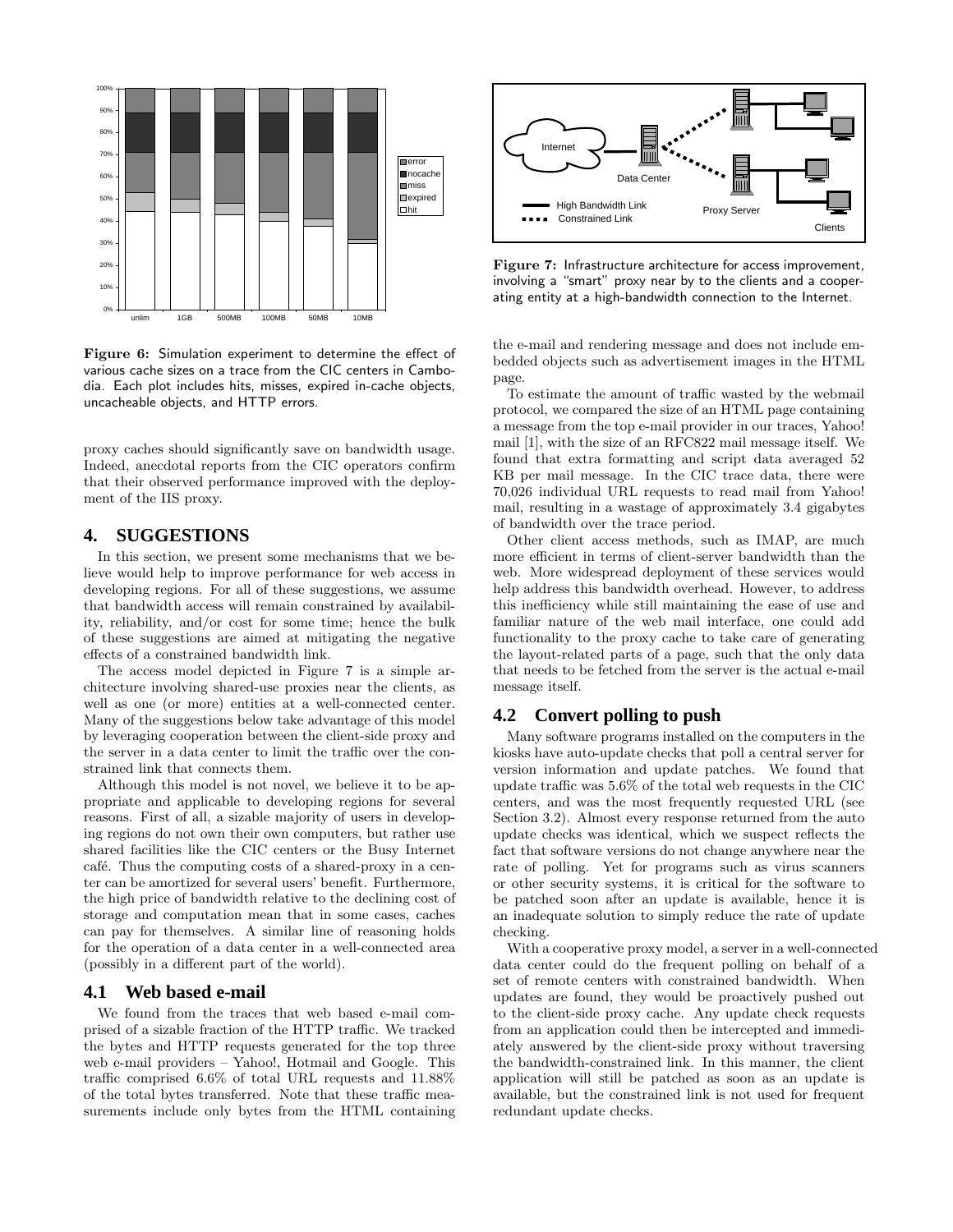100%
90%
80%
70%
60%
50%
40%
30%
20%
10%
0%

unlim 1GB 500MB 100MB 50MB 10MB

error
nocache
miss
expired
hit

**Figure 6:** Simulation experiment to determine the effect of various cache sizes on a trace from the CIC centers in Cambodia. Each plot includes hits, misses, expired in-cache objects, uncacheable objects, and HTTP errors.

proxy caches should significantly save on bandwidth usage. Indeed, anecdotal reports from the CIC operators confirm that their observed performance improved with the deployment of the IIS proxy.

## 4. SUGGESTIONS

In this section, we present some mechanisms that we believe would help to improve performance for web access in developing regions. For all of these suggestions, we assume that bandwidth access will remain constrained by availability, reliability, and/or cost for some time; hence the bulk of these suggestions are aimed at mitigating the negative effects of a constrained bandwidth link.

The access model depicted in Figure 7 is a simple architecture involving shared-use proxies near the clients, as well as one (or more) entities at a well-connected center. Many of the suggestions below take advantage of this model by leveraging cooperation between the client-side proxy and the server in a data center to limit the traffic over the constrained link that connects them.

Although this model is not novel, we believe it to be appropriate and applicable to developing regions for several reasons. First of all, a sizable majority of users in developing regions do not own their own computers, but rather use shared facilities like the CIC centers or the Busy Internet café. Thus the computing costs of a shared-proxy in a center can be amortized for several users' benefit. Furthermore, the high price of bandwidth relative to the declining cost of storage and computation mean that in some cases, caches can pay for themselves. A similar line of reasoning holds for the operation of a data center in a well-connected area (possibly in a different part of the world).

### 4.1 Web based e-mail

We found from the traces that web based e-mail comprised of a sizable fraction of the HTTP traffic. We tracked the bytes and HTTP requests generated for the top three web e-mail providers – Yahoo!, Hotmail and Google. This traffic comprised 6.6% of total URL requests and 11.88% of the total bytes transferred. Note that these traffic measurements include only bytes from the HTML containing the e-mail and rendering message and does not include embedded objects such as advertisement images in the HTML page.

Internet
Data Center
Proxy Server
Clients
High Bandwidth Link
Constrained Link

**Figure 7:** Infrastructure architecture for access improvement, involving a "smart" proxy near by to the clients and a cooperating entity at a high-bandwidth connection to the Internet.

To estimate the amount of traffic wasted by the webmail protocol, we compared the size of an HTML page containing a message from the top e-mail provider in our traces, Yahoo! mail [1], with the size of an RFC822 mail message itself. We found that extra formatting and script data averaged 52 KB per mail message. In the CIC trace data, there were 70,026 individual URL requests to read mail from Yahoo! mail, resulting in a wastage of approximately 3.4 gigabytes of bandwidth over the trace period.

Other client access methods, such as IMAP, are much more efficient in terms of client-server bandwidth than the web. More widespread deployment of these services would help address this bandwidth overhead. However, to address this inefficiency while still maintaining the ease of use and familiar nature of the web mail interface, one could add functionality to the proxy cache to take care of generating the layout-related parts of a page, such that the only data that needs to be fetched from the server is the actual e-mail message itself.

### 4.2 Convert polling to push

Many software programs installed on the computers in the kiosks have auto-update checks that poll a central server for version information and update patches. We found that update traffic was 5.6% of the total web requests in the CIC centers, and was the most frequently requested URL (see Section 3.2). Almost every response returned from the auto update checks was identical, which we suspect reflects the fact that software versions do not change anywhere near the rate of polling. Yet for programs such as virus scanners or other security systems, it is critical for the software to be patched soon after an update is available, hence it is an inadequate solution to simply reduce the rate of update checking.

With a cooperative proxy model, a server in a well-connected data center could do the frequent polling on behalf of a set of remote centers with constrained bandwidth. When updates are found, they would be proactively pushed out to the client-side proxy cache. Any update check requests from an application could then be intercepted and immediately answered by the client-side proxy without traversing the bandwidth-constrained link. In this manner, the client application will still be patched as soon as an update is available, but the constrained link is not used for frequent redundant update checks.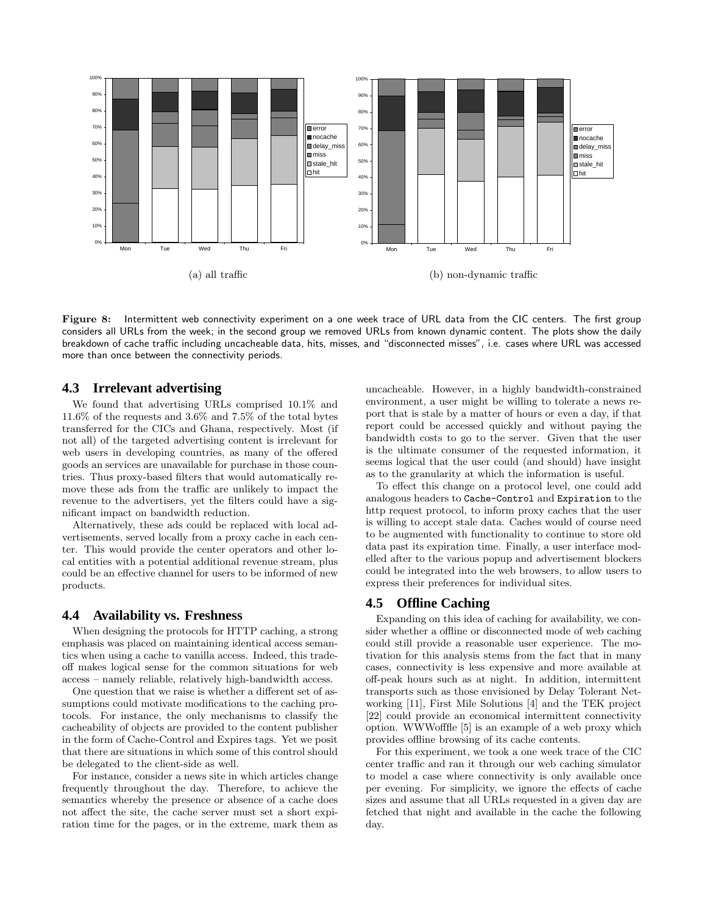100%
90%
80%
70%
60%
50%
40%
30%
20%
10%
0%

Mon Tue Wed Thu Fri

error
nocache
delay_miss
miss
stale_hit
hit

(a) all traffic

100%
90%
80%
70%
60%
50%
40%
30%
20%
10%
0%

Mon Tue Wed Thu Fri

error
nocache
delay_miss
miss
stale_hit
hit

(b) non-dynamic traffic

**Figure 8:** Intermittent web connectivity experiment on a one week trace of URL data from the CIC centers. The first group considers all URLs from the week; in the second group we removed URLs from known dynamic content. The plots show the daily breakdown of cache traffic including uncacheable data, hits, misses, and "disconnected misses", i.e. cases where URL was accessed more than once between the connectivity periods.

## 4.3 Irrelevant advertising

We found that advertising URLs comprised 10.1% and 11.6% of the requests and 3.6% and 7.5% of the total bytes transferred for the CICs and Ghana, respectively. Most (if not all) of the targeted advertising content is irrelevant for web users in developing countries, as many of the offered goods an services are unavailable for purchase in those countries. Thus proxy-based filters that would automatically remove these ads from the traffic are unlikely to impact the revenue to the advertisers, yet the filters could have a significant impact on bandwidth reduction.

Alternatively, these ads could be replaced with local advertisements, served locally from a proxy cache in each center. This would provide the center operators and other local entities with a potential additional revenue stream, plus could be an effective channel for users to be informed of new products.

## 4.4 Availability vs. Freshness

When designing the protocols for HTTP caching, a strong emphasis was placed on maintaining identical access semantics when using a cache to vanilla access. Indeed, this tradeoff makes logical sense for the common situations for web access – namely reliable, relatively high-bandwidth access.

One question that we raise is whether a different set of assumptions could motivate modifications to the caching protocols. For instance, the only mechanisms to classify the cacheability of objects are provided to the content publisher in the form of Cache-Control and Expires tags. Yet we posit that there are situations in which some of this control should be delegated to the client-side as well.

For instance, consider a news site in which articles change frequently throughout the day. Therefore, to achieve the semantics whereby the presence or absence of a cache does not affect the site, the cache server must set a short expiration time for the pages, or in the extreme, mark them as uncacheable. However, in a highly bandwidth-constrained environment, a user might be willing to tolerate a news report that is stale by a matter of hours or even a day, if that report could be accessed quickly and without paying the bandwidth costs to go to the server. Given that the user is the ultimate consumer of the requested information, it seems logical that the user could (and should) have insight as to the granularity at which the information is useful.

To effect this change on a protocol level, one could add analogous headers to `Cache-Control` and `Expiration` to the http request protocol, to inform proxy caches that the user is willing to accept stale data. Caches would of course need to be augmented with functionality to continue to store old data past its expiration time. Finally, a user interface modelled after to the various popup and advertisement blockers could be integrated into the web browsers, to allow users to express their preferences for individual sites.

## 4.5 Offline Caching

Expanding on this idea of caching for availability, we consider whether a offline or disconnected mode of web caching could still provide a reasonable user experience. The motivation for this analysis stems from the fact that in many cases, connectivity is less expensive and more available at off-peak hours such as at night. In addition, intermittent transports such as those envisioned by Delay Tolerant Networking [11], First Mile Solutions [4] and the TEK project [22] could provide an economical intermittent connectivity option. WWWofffle [5] is an example of a web proxy which provides offline browsing of its cache contents.

For this experiment, we took a one week trace of the CIC center traffic and ran it through our web caching simulator to model a case where connectivity is only available once per evening. For simplicity, we ignore the effects of cache sizes and assume that all URLs requested in a given day are fetched that night and available in the cache the following day.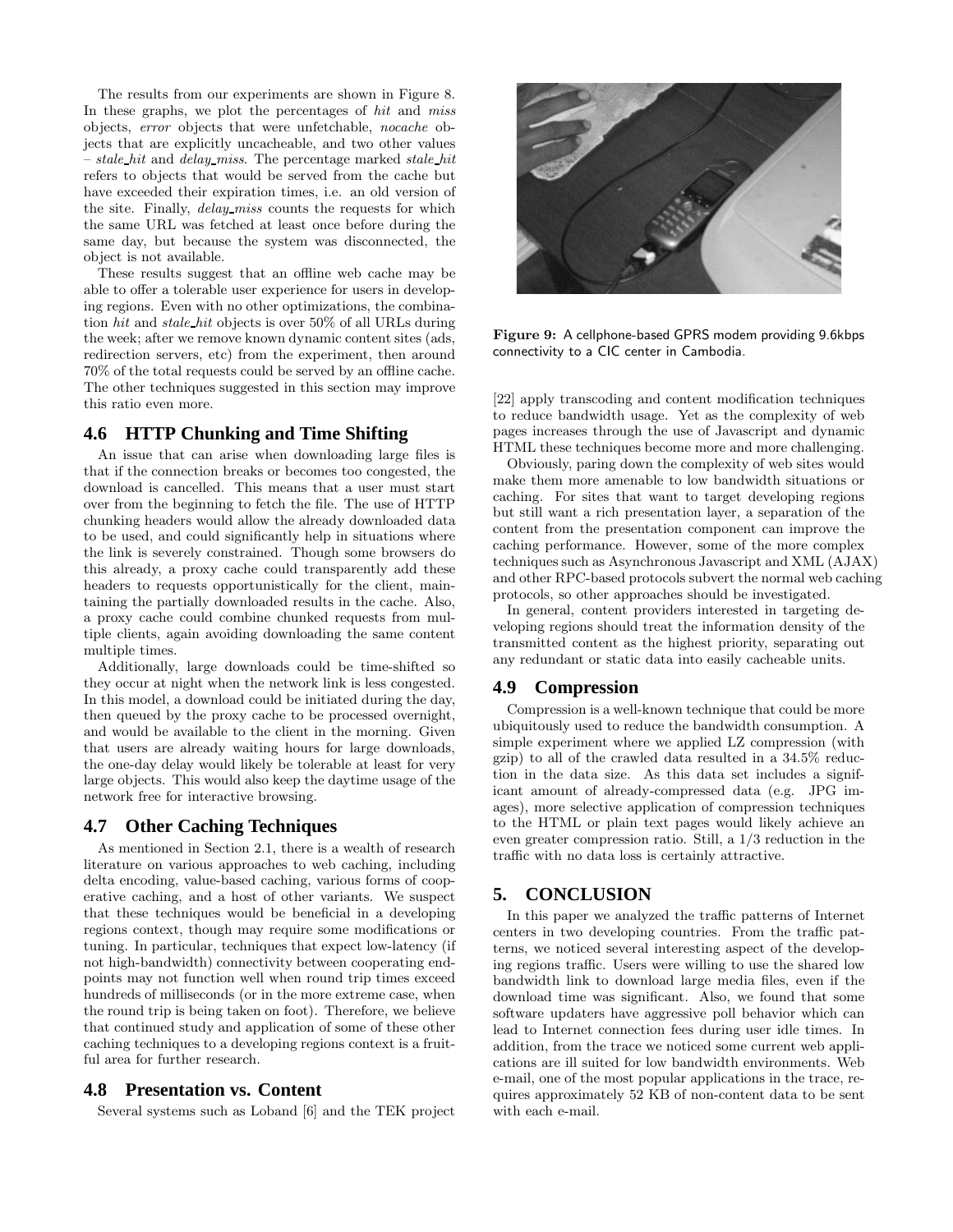The results from our experiments are shown in Figure 8. In these graphs, we plot the percentages of *hit* and *miss* objects, *error* objects that were unfetchable, *nocache* objects that are explicitly uncacheable, and two other values – *stale_hit* and *delay_miss*. The percentage marked *stale_hit* refers to objects that would be served from the cache but have exceeded their expiration times, i.e. an old version of the site. Finally, *delay_miss* counts the requests for which the same URL was fetched at least once before during the same day, but because the system was disconnected, the object is not available.

These results suggest that an offline web cache may be able to offer a tolerable user experience for users in developing regions. Even with no other optimizations, the combination *hit* and *stale_hit* objects is over 50% of all URLs during the week; after we remove known dynamic content sites (ads, redirection servers, etc) from the experiment, then around 70% of the total requests could be served by an offline cache. The other techniques suggested in this section may improve this ratio even more.

### 4.6 HTTP Chunking and Time Shifting

An issue that can arise when downloading large files is that if the connection breaks or becomes too congested, the download is cancelled. This means that a user must start over from the beginning to fetch the file. The use of HTTP chunking headers would allow the already downloaded data to be used, and could significantly help in situations where the link is severely constrained. Though some browsers do this already, a proxy cache could transparently add these headers to requests opportunistically for the client, maintaining the partially downloaded results in the cache. Also, a proxy cache could combine chunked requests from multiple clients, again avoiding downloading the same content multiple times.

Additionally, large downloads could be time-shifted so they occur at night when the network link is less congested. In this model, a download could be initiated during the day, then queued by the proxy cache to be processed overnight, and would be available to the client in the morning. Given that users are already waiting hours for large downloads, the one-day delay would likely be tolerable at least for very large objects. This would also keep the daytime usage of the network free for interactive browsing.

### 4.7 Other Caching Techniques

As mentioned in Section 2.1, there is a wealth of research literature on various approaches to web caching, including delta encoding, value-based caching, various forms of cooperative caching, and a host of other variants. We suspect that these techniques would be beneficial in a developing regions context, though may require some modifications or tuning. In particular, techniques that expect low-latency (if not high-bandwidth) connectivity between cooperating endpoints may not function well when round trip times exceed hundreds of milliseconds (or in the more extreme case, when the round trip is being taken on foot). Therefore, we believe that continued study and application of some of these other caching techniques to a developing regions context is a fruitful area for further research.

### 4.8 Presentation vs. Content

Several systems such as Loband [6] and the TEK project [22] apply transcoding and content modification techniques to reduce bandwidth usage. Yet as the complexity of web pages increases through the use of Javascript and dynamic HTML these techniques become more and more challenging.

**Figure 9:** A cellphone-based GPRS modem providing 9.6kbps connectivity to a CIC center in Cambodia.

Obviously, paring down the complexity of web sites would make them more amenable to low bandwidth situations or caching. For sites that want to target developing regions but still want a rich presentation layer, a separation of the content from the presentation component can improve the caching performance. However, some of the more complex techniques such as Asynchronous Javascript and XML (AJAX) and other RPC-based protocols subvert the normal web caching protocols, so other approaches should be investigated.

In general, content providers interested in targeting developing regions should treat the information density of the transmitted content as the highest priority, separating out any redundant or static data into easily cacheable units.

### 4.9 Compression

Compression is a well-known technique that could be more ubiquitously used to reduce the bandwidth consumption. A simple experiment where we applied LZ compression (with gzip) to all of the crawled data resulted in a 34.5% reduction in the data size. As this data set includes a significant amount of already-compressed data (e.g. JPG images), more selective application of compression techniques to the HTML or plain text pages would likely achieve an even greater compression ratio. Still, a 1/3 reduction in the traffic with no data loss is certainly attractive.

## 5. CONCLUSION

In this paper we analyzed the traffic patterns of Internet centers in two developing countries. From the traffic patterns, we noticed several interesting aspect of the developing regions traffic. Users were willing to use the shared low bandwidth link to download large media files, even if the download time was significant. Also, we found that some software updaters have aggressive poll behavior which can lead to Internet connection fees during user idle times. In addition, from the trace we noticed some current web applications are ill suited for low bandwidth environments. Web e-mail, one of the most popular applications in the trace, requires approximately 52 KB of non-content data to be sent with each e-mail.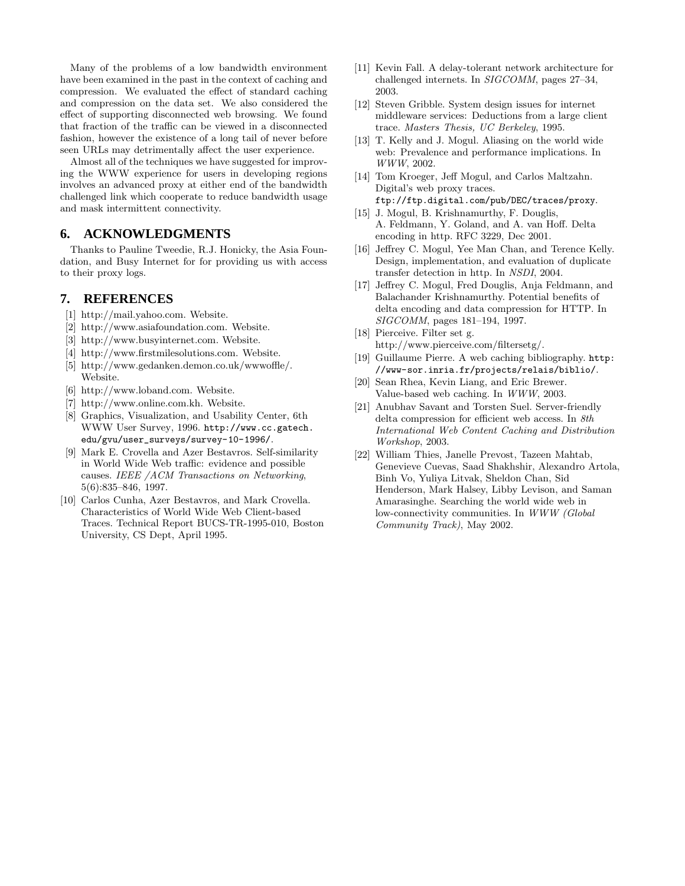Many of the problems of a low bandwidth environment have been examined in the past in the context of caching and compression. We evaluated the effect of standard caching and compression on the data set. We also considered the effect of supporting disconnected web browsing. We found that fraction of the traffic can be viewed in a disconnected fashion, however the existence of a long tail of never before seen URLs may detrimentally affect the user experience.

Almost all of the techniques we have suggested for improving the WWW experience for users in developing regions involves an advanced proxy at either end of the bandwidth challenged link which cooperate to reduce bandwidth usage and mask intermittent connectivity.

## 6. ACKNOWLEDGMENTS

Thanks to Pauline Tweedie, R.J. Honicky, the Asia Foundation, and Busy Internet for for providing us with access to their proxy logs.

## 7. REFERENCES

[1] http://mail.yahoo.com. Website.

[2] http://www.asiafoundation.com. Website.

[3] http://www.busyinternet.com. Website.

[4] http://www.firstmilesolutions.com. Website.

[5] http://www.gedanken.demon.co.uk/wwwoffle/. Website.

[6] http://www.loband.com. Website.

[7] http://www.online.com.kh. Website.

[8] Graphics, Visualization, and Usability Center, 6th WWW User Survey, 1996. `http://www.cc.gatech.edu/gvu/user_surveys/survey-10-1996/`.

[9] Mark E. Crovella and Azer Bestavros. Self-similarity in World Wide Web traffic: evidence and possible causes. *IEEE /ACM Transactions on Networking*, 5(6):835–846, 1997.

[10] Carlos Cunha, Azer Bestavros, and Mark Crovella. Characteristics of World Wide Web Client-based Traces. Technical Report BUCS-TR-1995-010, Boston University, CS Dept, April 1995.

[11] Kevin Fall. A delay-tolerant network architecture for challenged internets. In *SIGCOMM*, pages 27–34, 2003.

[12] Steven Gribble. System design issues for internet middleware services: Deductions from a large client trace. *Masters Thesis, UC Berkeley*, 1995.

[13] T. Kelly and J. Mogul. Aliasing on the world wide web: Prevalence and performance implications. In *WWW*, 2002.

[14] Tom Kroeger, Jeff Mogul, and Carlos Maltzahn. Digital's web proxy traces. `ftp://ftp.digital.com/pub/DEC/traces/proxy`.

[15] J. Mogul, B. Krishnamurthy, F. Douglis, A. Feldmann, Y. Goland, and A. van Hoff. Delta encoding in http. RFC 3229, Dec 2001.

[16] Jeffrey C. Mogul, Yee Man Chan, and Terence Kelly. Design, implementation, and evaluation of duplicate transfer detection in http. In *NSDI*, 2004.

[17] Jeffrey C. Mogul, Fred Douglis, Anja Feldmann, and Balachander Krishnamurthy. Potential benefits of delta encoding and data compression for HTTP. In *SIGCOMM*, pages 181–194, 1997.

[18] Pierceive. Filter set g. http://www.pierceive.com/filtersetg/.

[19] Guillaume Pierre. A web caching bibliography. `http://www-sor.inria.fr/projects/relais/biblio/`.

[20] Sean Rhea, Kevin Liang, and Eric Brewer. Value-based web caching. In *WWW*, 2003.

[21] Anubhav Savant and Torsten Suel. Server-friendly delta compression for efficient web access. In *8th International Web Content Caching and Distribution Workshop*, 2003.

[22] William Thies, Janelle Prevost, Tazeen Mahtab, Genevieve Cuevas, Saad Shakhshir, Alexandro Artola, Binh Vo, Yuliya Litvak, Sheldon Chan, Sid Henderson, Mark Halsey, Libby Levison, and Saman Amarasinghe. Searching the world wide web in low-connectivity communities. In *WWW (Global Community Track)*, May 2002.